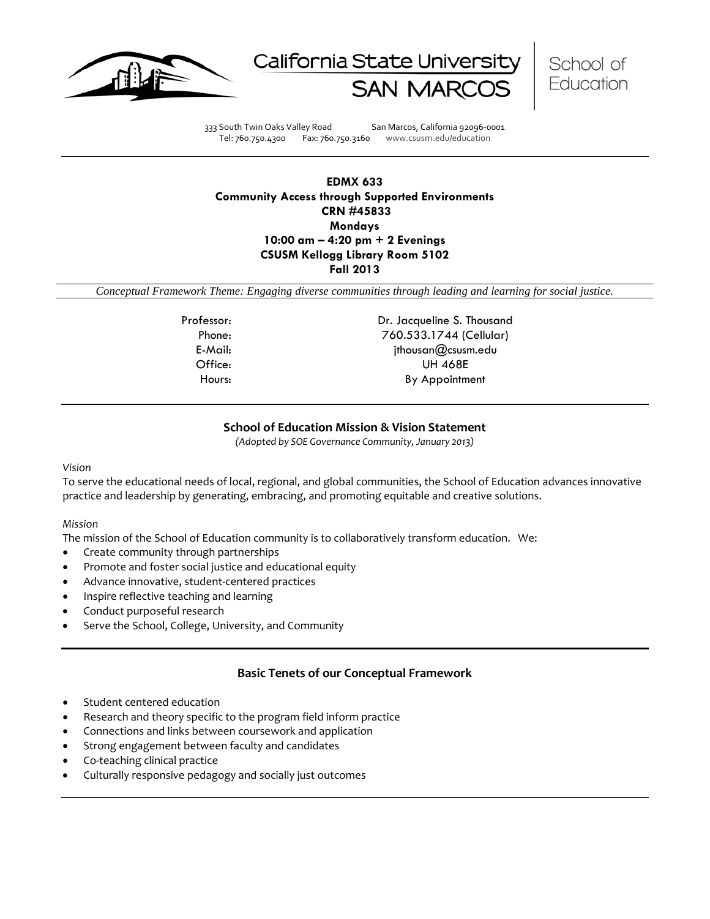California State University SAN MARCOS | School of Education

333 South Twin Oaks Valley Road San Marcos, California 92096-0001
Tel: 760.750.4300 Fax: 760.750.3160 www.csusm.edu/education

# EDMX 633
## Community Access through Supported Environments
**CRN #45833**
**Mondays**
**10:00 am – 4:20 pm + 2 Evenings**
**CSUSM Kellogg Library Room 5102**
**Fall 2013**

*Conceptual Framework Theme: Engaging diverse communities through leading and learning for social justice.*

| | |
|---|---|
| Professor: | Dr. Jacqueline S. Thousand |
| Phone: | 760.533.1744 (Cellular) |
| E-Mail: | jthousan@csusm.edu |
| Office: | UH 468E |
| Hours: | By Appointment |

## School of Education Mission & Vision Statement
*(Adopted by SOE Governance Community, January 2013)*

*Vision*

To serve the educational needs of local, regional, and global communities, the School of Education advances innovative practice and leadership by generating, embracing, and promoting equitable and creative solutions.

*Mission*

The mission of the School of Education community is to collaboratively transform education. We:

- Create community through partnerships
- Promote and foster social justice and educational equity
- Advance innovative, student-centered practices
- Inspire reflective teaching and learning
- Conduct purposeful research
- Serve the School, College, University, and Community

## Basic Tenets of our Conceptual Framework

- Student centered education
- Research and theory specific to the program field inform practice
- Connections and links between coursework and application
- Strong engagement between faculty and candidates
- Co-teaching clinical practice
- Culturally responsive pedagogy and socially just outcomes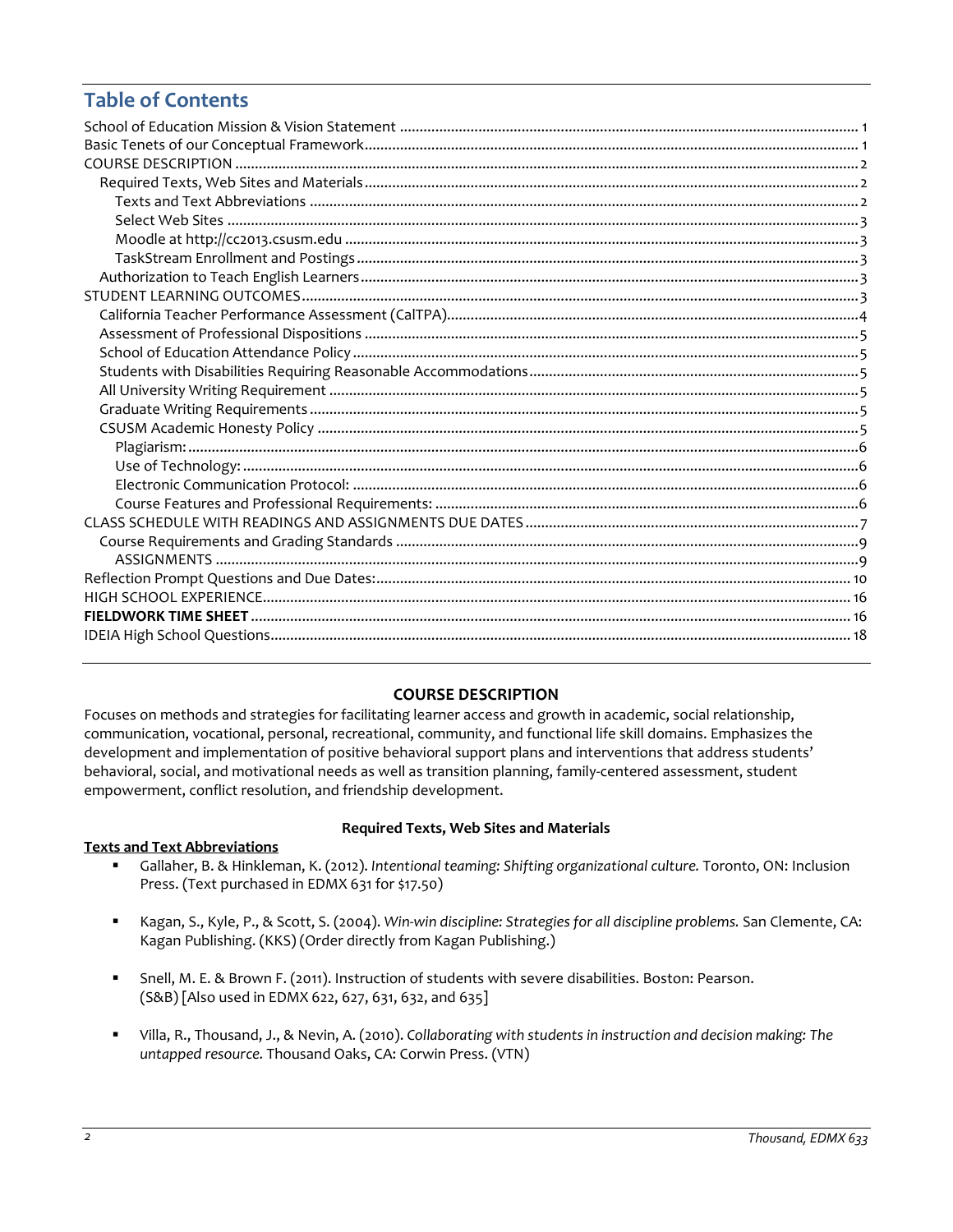# Table of Contents

School of Education Mission & Vision Statement .......... 1
Basic Tenets of our Conceptual Framework .......... 1
COURSE DESCRIPTION .......... 2
- Required Texts, Web Sites and Materials .......... 2
  - Texts and Text Abbreviations .......... 2
  - Select Web Sites .......... 3
  - Moodle at http://cc2013.csusm.edu .......... 3
  - TaskStream Enrollment and Postings .......... 3
- Authorization to Teach English Learners .......... 3

STUDENT LEARNING OUTCOMES .......... 3
- California Teacher Performance Assessment (CalTPA) .......... 4
- Assessment of Professional Dispositions .......... 5
- School of Education Attendance Policy .......... 5
- Students with Disabilities Requiring Reasonable Accommodations .......... 5
- All University Writing Requirement .......... 5
- Graduate Writing Requirements .......... 5
- CSUSM Academic Honesty Policy .......... 5
  - Plagiarism: .......... 6
  - Use of Technology: .......... 6
  - Electronic Communication Protocol: .......... 6
  - Course Features and Professional Requirements: .......... 6

CLASS SCHEDULE WITH READINGS AND ASSIGNMENTS DUE DATES .......... 7
- Course Requirements and Grading Standards .......... 9
  - ASSIGNMENTS .......... 9

Reflection Prompt Questions and Due Dates: .......... 10
HIGH SCHOOL EXPERIENCE .......... 16
**FIELDWORK TIME SHEET** .......... 16
IDEIA High School Questions .......... 18

## COURSE DESCRIPTION

Focuses on methods and strategies for facilitating learner access and growth in academic, social relationship, communication, vocational, personal, recreational, community, and functional life skill domains. Emphasizes the development and implementation of positive behavioral support plans and interventions that address students' behavioral, social, and motivational needs as well as transition planning, family-centered assessment, student empowerment, conflict resolution, and friendship development.

### Required Texts, Web Sites and Materials

**Texts and Text Abbreviations**

- Gallaher, B. & Hinkleman, K. (2012). *Intentional teaming: Shifting organizational culture.* Toronto, ON: Inclusion Press. (Text purchased in EDMX 631 for $17.50)

- Kagan, S., Kyle, P., & Scott, S. (2004). *Win-win discipline: Strategies for all discipline problems.* San Clemente, CA: Kagan Publishing. (KKS) (Order directly from Kagan Publishing.)

- Snell, M. E. & Brown F. (2011). Instruction of students with severe disabilities. Boston: Pearson. (S&B) [Also used in EDMX 622, 627, 631, 632, and 635]

- Villa, R., Thousand, J., & Nevin, A. (2010). *Collaborating with students in instruction and decision making: The untapped resource.* Thousand Oaks, CA: Corwin Press. (VTN)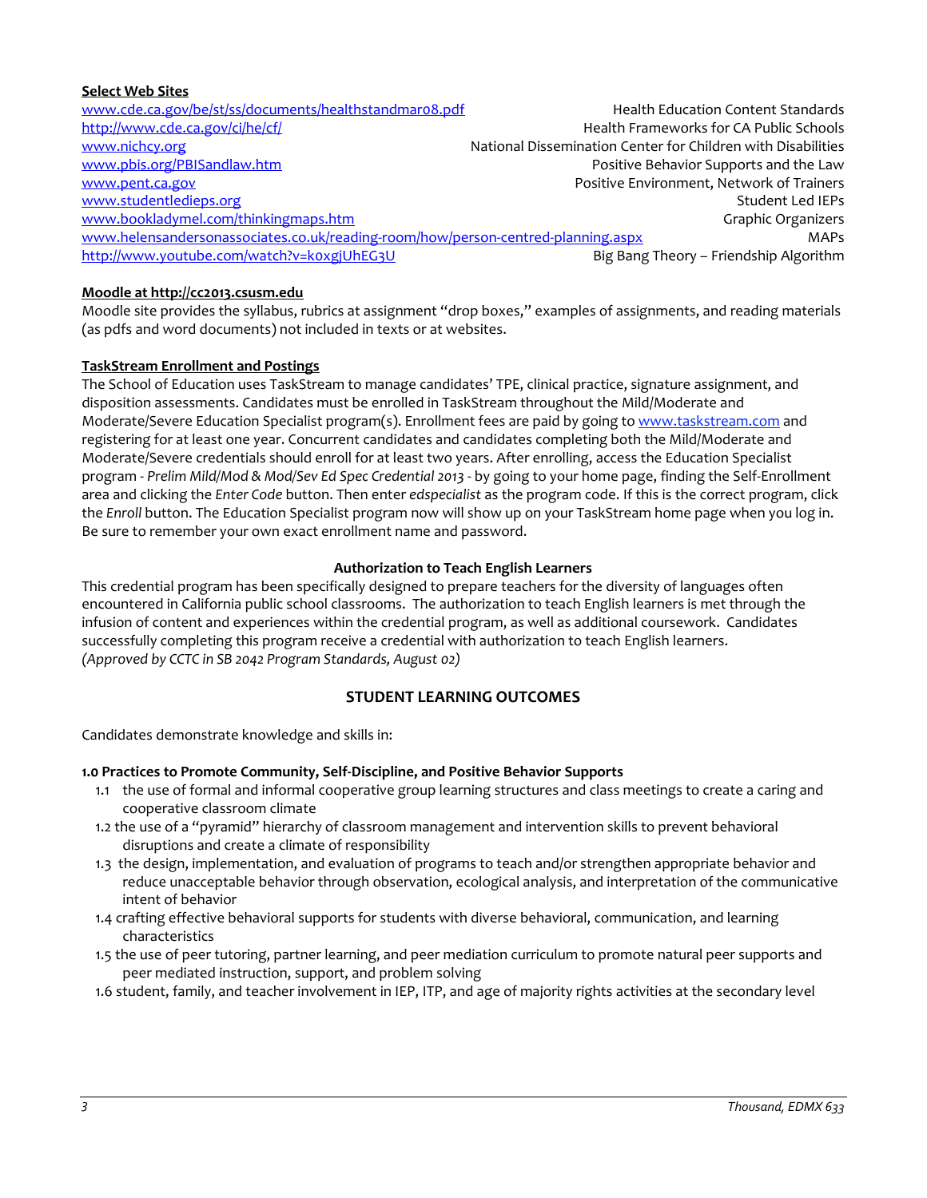**Select Web Sites**

| | |
|---|---|
| www.cde.ca.gov/be/st/ss/documents/healthstandmar08.pdf | Health Education Content Standards |
| http://www.cde.ca.gov/ci/he/cf/ | Health Frameworks for CA Public Schools |
| www.nichcy.org | National Dissemination Center for Children with Disabilities |
| www.pbis.org/PBISandlaw.htm | Positive Behavior Supports and the Law |
| www.pent.ca.gov | Positive Environment, Network of Trainers |
| www.studentledieps.org | Student Led IEPs |
| www.bookladymel.com/thinkingmaps.htm | Graphic Organizers |
| www.helensandersonassociates.co.uk/reading-room/how/person-centred-planning.aspx | MAPs |
| http://www.youtube.com/watch?v=k0xgjUhEG3U | Big Bang Theory – Friendship Algorithm |

**Moodle at http://cc2013.csusm.edu**

Moodle site provides the syllabus, rubrics at assignment "drop boxes," examples of assignments, and reading materials (as pdfs and word documents) not included in texts or at websites.

**TaskStream Enrollment and Postings**

The School of Education uses TaskStream to manage candidates' TPE, clinical practice, signature assignment, and disposition assessments. Candidates must be enrolled in TaskStream throughout the Mild/Moderate and Moderate/Severe Education Specialist program(s). Enrollment fees are paid by going to www.taskstream.com and registering for at least one year. Concurrent candidates and candidates completing both the Mild/Moderate and Moderate/Severe credentials should enroll for at least two years. After enrolling, access the Education Specialist program - *Prelim Mild/Mod & Mod/Sev Ed Spec Credential 2013* - by going to your home page, finding the Self-Enrollment area and clicking the *Enter Code* button. Then enter *edspecialist* as the program code. If this is the correct program, click the *Enroll* button. The Education Specialist program now will show up on your TaskStream home page when you log in. Be sure to remember your own exact enrollment name and password.

**Authorization to Teach English Learners**

This credential program has been specifically designed to prepare teachers for the diversity of languages often encountered in California public school classrooms. The authorization to teach English learners is met through the infusion of content and experiences within the credential program, as well as additional coursework. Candidates successfully completing this program receive a credential with authorization to teach English learners.
*(Approved by CCTC in SB 2042 Program Standards, August 02)*

## STUDENT LEARNING OUTCOMES

Candidates demonstrate knowledge and skills in:

**1.0 Practices to Promote Community, Self-Discipline, and Positive Behavior Supports**

1.1 the use of formal and informal cooperative group learning structures and class meetings to create a caring and cooperative classroom climate
1.2 the use of a "pyramid" hierarchy of classroom management and intervention skills to prevent behavioral disruptions and create a climate of responsibility
1.3 the design, implementation, and evaluation of programs to teach and/or strengthen appropriate behavior and reduce unacceptable behavior through observation, ecological analysis, and interpretation of the communicative intent of behavior
1.4 crafting effective behavioral supports for students with diverse behavioral, communication, and learning characteristics
1.5 the use of peer tutoring, partner learning, and peer mediation curriculum to promote natural peer supports and peer mediated instruction, support, and problem solving
1.6 student, family, and teacher involvement in IEP, ITP, and age of majority rights activities at the secondary level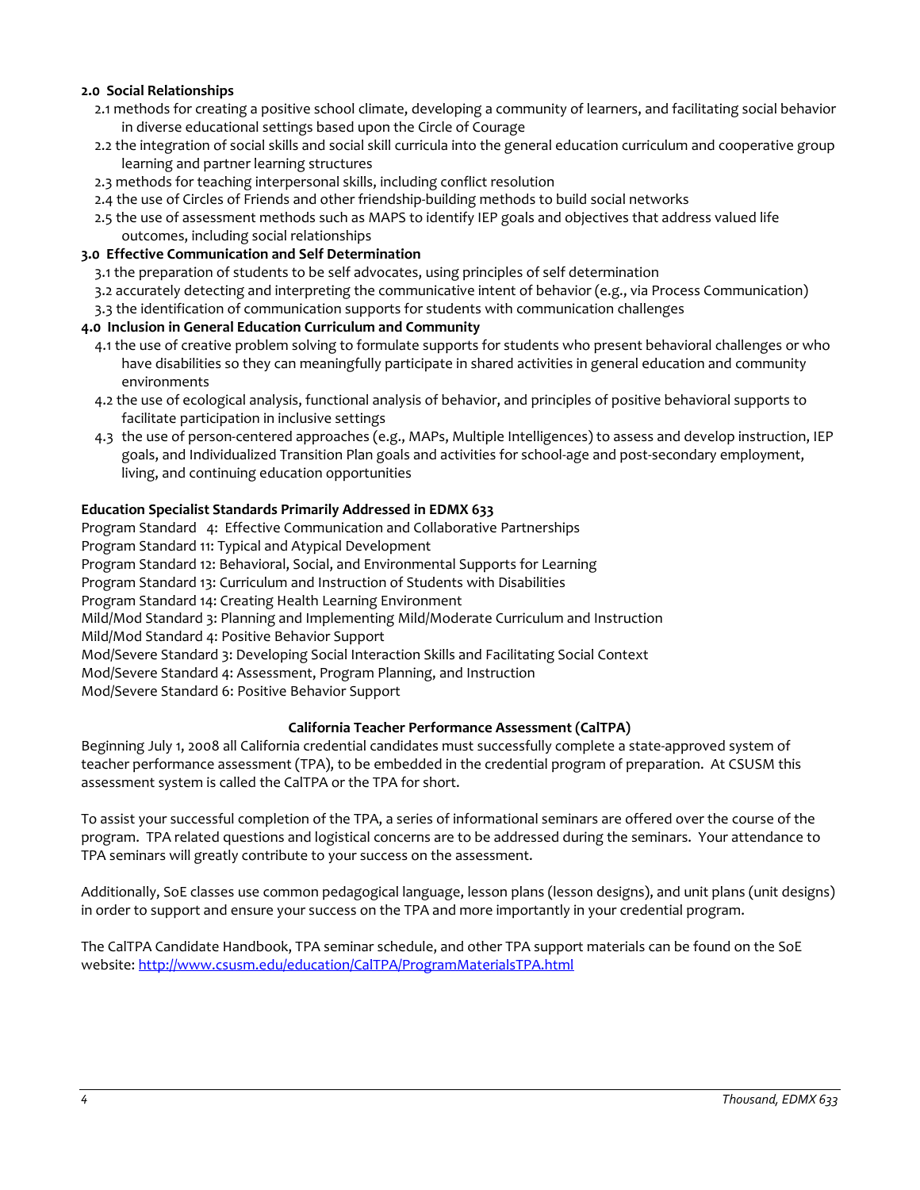**2.0 Social Relationships**

- 2.1 methods for creating a positive school climate, developing a community of learners, and facilitating social behavior in diverse educational settings based upon the Circle of Courage
- 2.2 the integration of social skills and social skill curricula into the general education curriculum and cooperative group learning and partner learning structures
- 2.3 methods for teaching interpersonal skills, including conflict resolution
- 2.4 the use of Circles of Friends and other friendship-building methods to build social networks
- 2.5 the use of assessment methods such as MAPS to identify IEP goals and objectives that address valued life outcomes, including social relationships

**3.0 Effective Communication and Self Determination**

- 3.1 the preparation of students to be self advocates, using principles of self determination
- 3.2 accurately detecting and interpreting the communicative intent of behavior (e.g., via Process Communication)
- 3.3 the identification of communication supports for students with communication challenges

**4.0 Inclusion in General Education Curriculum and Community**

- 4.1 the use of creative problem solving to formulate supports for students who present behavioral challenges or who have disabilities so they can meaningfully participate in shared activities in general education and community environments
- 4.2 the use of ecological analysis, functional analysis of behavior, and principles of positive behavioral supports to facilitate participation in inclusive settings
- 4.3 the use of person-centered approaches (e.g., MAPs, Multiple Intelligences) to assess and develop instruction, IEP goals, and Individualized Transition Plan goals and activities for school-age and post-secondary employment, living, and continuing education opportunities

**Education Specialist Standards Primarily Addressed in EDMX 633**

Program Standard 4: Effective Communication and Collaborative Partnerships
Program Standard 11: Typical and Atypical Development
Program Standard 12: Behavioral, Social, and Environmental Supports for Learning
Program Standard 13: Curriculum and Instruction of Students with Disabilities
Program Standard 14: Creating Health Learning Environment
Mild/Mod Standard 3: Planning and Implementing Mild/Moderate Curriculum and Instruction
Mild/Mod Standard 4: Positive Behavior Support
Mod/Severe Standard 3: Developing Social Interaction Skills and Facilitating Social Context
Mod/Severe Standard 4: Assessment, Program Planning, and Instruction
Mod/Severe Standard 6: Positive Behavior Support

## California Teacher Performance Assessment (CalTPA)

Beginning July 1, 2008 all California credential candidates must successfully complete a state-approved system of teacher performance assessment (TPA), to be embedded in the credential program of preparation. At CSUSM this assessment system is called the CalTPA or the TPA for short.

To assist your successful completion of the TPA, a series of informational seminars are offered over the course of the program. TPA related questions and logistical concerns are to be addressed during the seminars. Your attendance to TPA seminars will greatly contribute to your success on the assessment.

Additionally, SoE classes use common pedagogical language, lesson plans (lesson designs), and unit plans (unit designs) in order to support and ensure your success on the TPA and more importantly in your credential program.

The CalTPA Candidate Handbook, TPA seminar schedule, and other TPA support materials can be found on the SoE website: http://www.csusm.edu/education/CalTPA/ProgramMaterialsTPA.html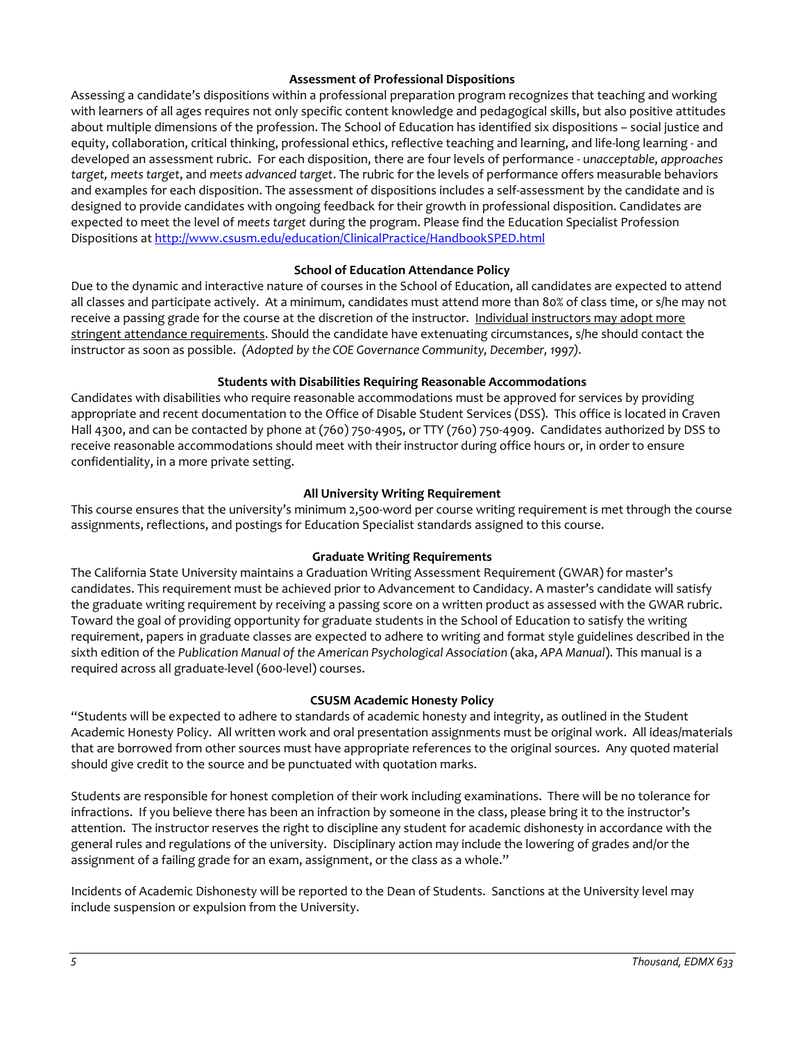### Assessment of Professional Dispositions

Assessing a candidate's dispositions within a professional preparation program recognizes that teaching and working with learners of all ages requires not only specific content knowledge and pedagogical skills, but also positive attitudes about multiple dimensions of the profession. The School of Education has identified six dispositions – social justice and equity, collaboration, critical thinking, professional ethics, reflective teaching and learning, and life-long learning - and developed an assessment rubric. For each disposition, there are four levels of performance - *unacceptable*, *approaches target, meets target*, and *meets advanced target*. The rubric for the levels of performance offers measurable behaviors and examples for each disposition. The assessment of dispositions includes a self-assessment by the candidate and is designed to provide candidates with ongoing feedback for their growth in professional disposition. Candidates are expected to meet the level of *meets target* during the program. Please find the Education Specialist Profession Dispositions at http://www.csusm.edu/education/ClinicalPractice/HandbookSPED.html

### School of Education Attendance Policy

Due to the dynamic and interactive nature of courses in the School of Education, all candidates are expected to attend all classes and participate actively. At a minimum, candidates must attend more than 80% of class time, or s/he may not receive a passing grade for the course at the discretion of the instructor. Individual instructors may adopt more stringent attendance requirements. Should the candidate have extenuating circumstances, s/he should contact the instructor as soon as possible. *(Adopted by the COE Governance Community, December, 1997).*

### Students with Disabilities Requiring Reasonable Accommodations

Candidates with disabilities who require reasonable accommodations must be approved for services by providing appropriate and recent documentation to the Office of Disable Student Services (DSS). This office is located in Craven Hall 4300, and can be contacted by phone at (760) 750-4905, or TTY (760) 750-4909. Candidates authorized by DSS to receive reasonable accommodations should meet with their instructor during office hours or, in order to ensure confidentiality, in a more private setting.

### All University Writing Requirement

This course ensures that the university's minimum 2,500-word per course writing requirement is met through the course assignments, reflections, and postings for Education Specialist standards assigned to this course.

### Graduate Writing Requirements

The California State University maintains a Graduation Writing Assessment Requirement (GWAR) for master's candidates. This requirement must be achieved prior to Advancement to Candidacy. A master's candidate will satisfy the graduate writing requirement by receiving a passing score on a written product as assessed with the GWAR rubric. Toward the goal of providing opportunity for graduate students in the School of Education to satisfy the writing requirement, papers in graduate classes are expected to adhere to writing and format style guidelines described in the sixth edition of the *Publication Manual of the American Psychological Association* (aka, *APA Manual*). This manual is a required across all graduate-level (600-level) courses.

### CSUSM Academic Honesty Policy

"Students will be expected to adhere to standards of academic honesty and integrity, as outlined in the Student Academic Honesty Policy. All written work and oral presentation assignments must be original work. All ideas/materials that are borrowed from other sources must have appropriate references to the original sources. Any quoted material should give credit to the source and be punctuated with quotation marks.

Students are responsible for honest completion of their work including examinations. There will be no tolerance for infractions. If you believe there has been an infraction by someone in the class, please bring it to the instructor's attention. The instructor reserves the right to discipline any student for academic dishonesty in accordance with the general rules and regulations of the university. Disciplinary action may include the lowering of grades and/or the assignment of a failing grade for an exam, assignment, or the class as a whole."

Incidents of Academic Dishonesty will be reported to the Dean of Students. Sanctions at the University level may include suspension or expulsion from the University.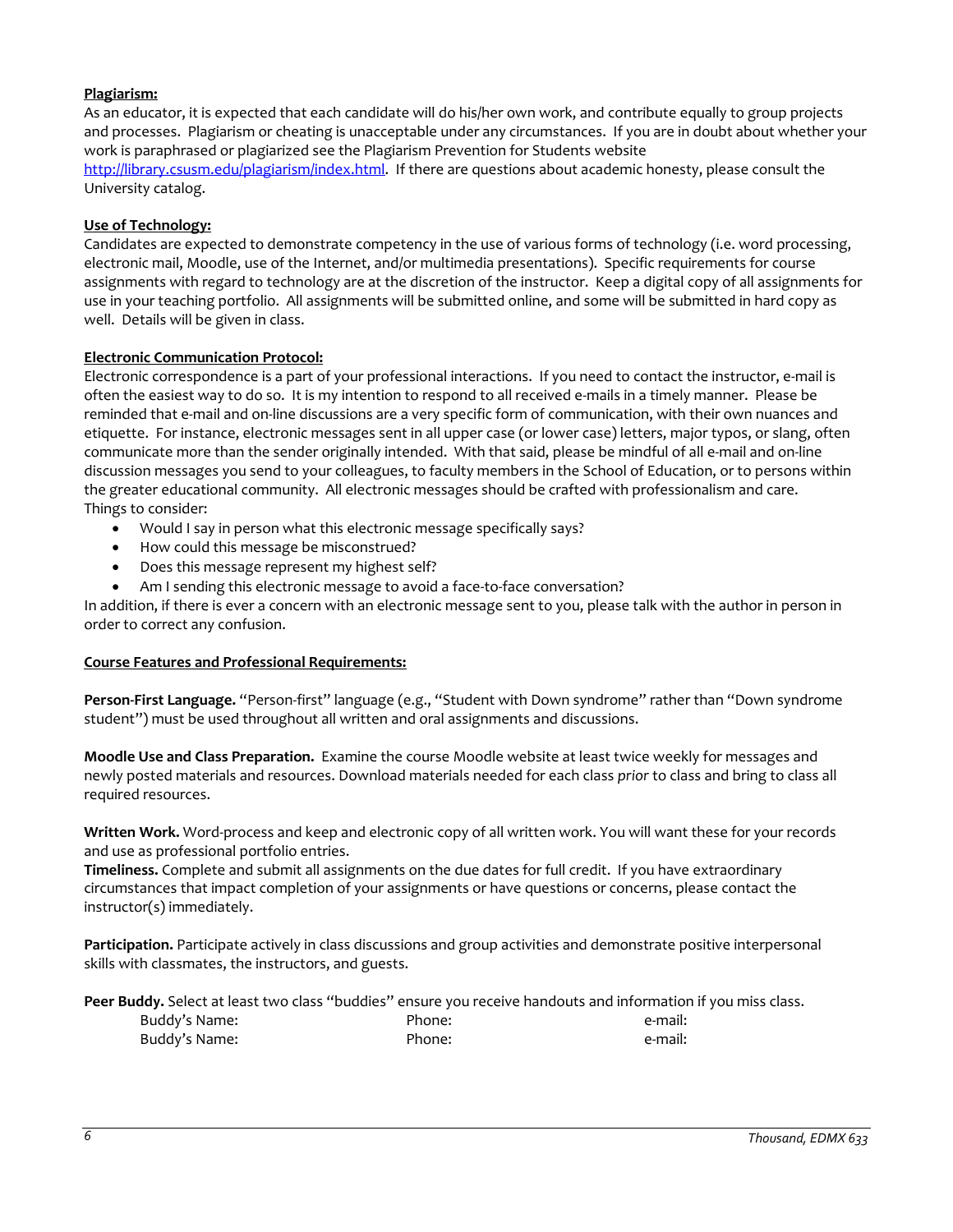**Plagiarism:**

As an educator, it is expected that each candidate will do his/her own work, and contribute equally to group projects and processes. Plagiarism or cheating is unacceptable under any circumstances. If you are in doubt about whether your work is paraphrased or plagiarized see the Plagiarism Prevention for Students website http://library.csusm.edu/plagiarism/index.html. If there are questions about academic honesty, please consult the University catalog.

**Use of Technology:**

Candidates are expected to demonstrate competency in the use of various forms of technology (i.e. word processing, electronic mail, Moodle, use of the Internet, and/or multimedia presentations). Specific requirements for course assignments with regard to technology are at the discretion of the instructor. Keep a digital copy of all assignments for use in your teaching portfolio. All assignments will be submitted online, and some will be submitted in hard copy as well. Details will be given in class.

**Electronic Communication Protocol:**

Electronic correspondence is a part of your professional interactions. If you need to contact the instructor, e-mail is often the easiest way to do so. It is my intention to respond to all received e-mails in a timely manner. Please be reminded that e-mail and on-line discussions are a very specific form of communication, with their own nuances and etiquette. For instance, electronic messages sent in all upper case (or lower case) letters, major typos, or slang, often communicate more than the sender originally intended. With that said, please be mindful of all e-mail and on-line discussion messages you send to your colleagues, to faculty members in the School of Education, or to persons within the greater educational community. All electronic messages should be crafted with professionalism and care.
Things to consider:

- Would I say in person what this electronic message specifically says?
- How could this message be misconstrued?
- Does this message represent my highest self?
- Am I sending this electronic message to avoid a face-to-face conversation?

In addition, if there is ever a concern with an electronic message sent to you, please talk with the author in person in order to correct any confusion.

**Course Features and Professional Requirements:**

**Person-First Language.** "Person-first" language (e.g., "Student with Down syndrome" rather than "Down syndrome student") must be used throughout all written and oral assignments and discussions.

**Moodle Use and Class Preparation.** Examine the course Moodle website at least twice weekly for messages and newly posted materials and resources. Download materials needed for each class *prior* to class and bring to class all required resources.

**Written Work.** Word-process and keep and electronic copy of all written work. You will want these for your records and use as professional portfolio entries.

**Timeliness.** Complete and submit all assignments on the due dates for full credit. If you have extraordinary circumstances that impact completion of your assignments or have questions or concerns, please contact the instructor(s) immediately.

**Participation.** Participate actively in class discussions and group activities and demonstrate positive interpersonal skills with classmates, the instructors, and guests.

**Peer Buddy.** Select at least two class "buddies" ensure you receive handouts and information if you miss class.

| Buddy's Name: | Phone: | e-mail: |
|---|---|---|
| Buddy's Name: | Phone: | e-mail: |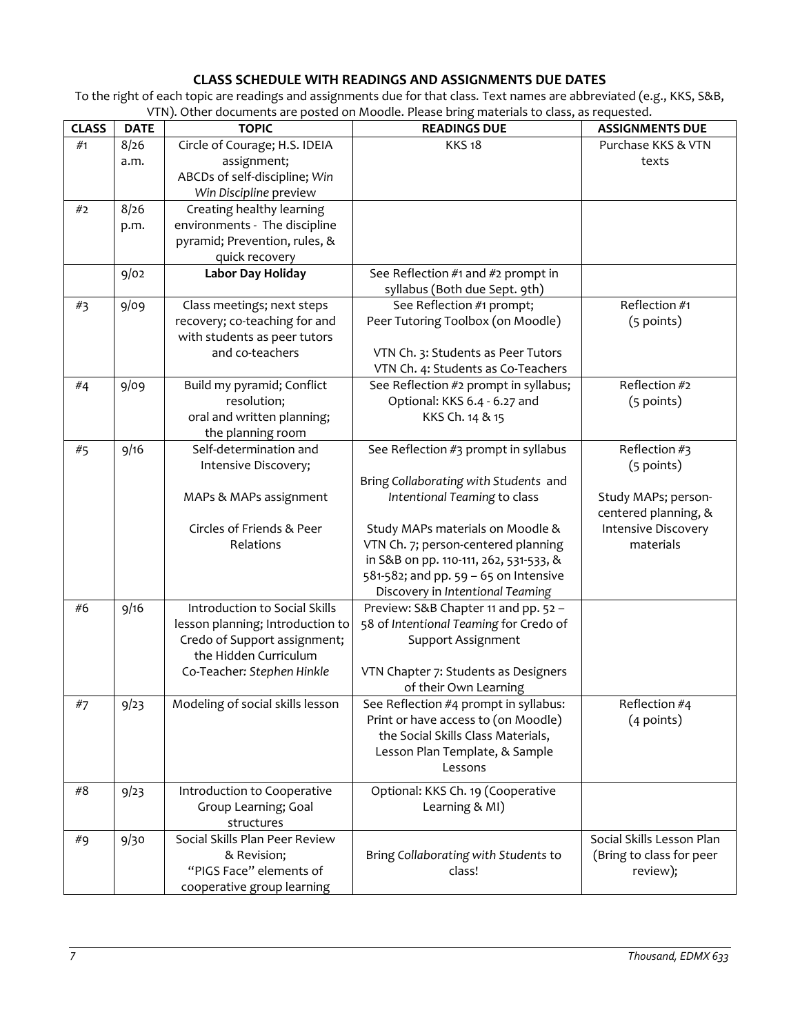## CLASS SCHEDULE WITH READINGS AND ASSIGNMENTS DUE DATES

To the right of each topic are readings and assignments due for that class. Text names are abbreviated (e.g., KKS, S&B, VTN). Other documents are posted on Moodle. Please bring materials to class, as requested.

| CLASS | DATE | TOPIC | READINGS DUE | ASSIGNMENTS DUE |
|---|---|---|---|---|
| #1 | 8/26 a.m. | Circle of Courage; H.S. IDEIA assignment; ABCDs of self-discipline; *Win Win Discipline* preview | KKS 18 | Purchase KKS & VTN texts |
| #2 | 8/26 p.m. | Creating healthy learning environments - The discipline pyramid; Prevention, rules, & quick recovery | | |
| | 9/02 | **Labor Day Holiday** | See Reflection #1 and #2 prompt in syllabus (Both due Sept. 9th) | |
| #3 | 9/09 | Class meetings; next steps recovery; co-teaching for and with students as peer tutors and co-teachers | See Reflection #1 prompt; Peer Tutoring Toolbox (on Moodle)<br><br>VTN Ch. 3: Students as Peer Tutors<br>VTN Ch. 4: Students as Co-Teachers | Reflection #1 (5 points) |
| #4 | 9/09 | Build my pyramid; Conflict resolution; oral and written planning; the planning room | See Reflection #2 prompt in syllabus; Optional: KKS 6.4 - 6.27 and KKS Ch. 14 & 15 | Reflection #2 (5 points) |
| #5 | 9/16 | Self-determination and Intensive Discovery;<br><br>MAPs & MAPs assignment<br><br>Circles of Friends & Peer Relations | See Reflection #3 prompt in syllabus<br><br>Bring *Collaborating with Students* and *Intentional Teaming* to class<br><br>Study MAPs materials on Moodle & VTN Ch. 7; person-centered planning in S&B on pp. 110-111, 262, 531-533, & 581-582; and pp. 59 – 65 on Intensive Discovery in *Intentional Teaming* | Reflection #3 (5 points)<br><br>Study MAPs; person-centered planning, & Intensive Discovery materials |
| #6 | 9/16 | Introduction to Social Skills lesson planning; Introduction to Credo of Support assignment; the Hidden Curriculum<br>Co-Teacher: *Stephen Hinkle* | Preview: S&B Chapter 11 and pp. 52 – 58 of *Intentional Teaming* for Credo of Support Assignment<br><br>VTN Chapter 7: Students as Designers of their Own Learning | |
| #7 | 9/23 | Modeling of social skills lesson | See Reflection #4 prompt in syllabus: Print or have access to (on Moodle) the Social Skills Class Materials, Lesson Plan Template, & Sample Lessons | Reflection #4 (4 points) |
| #8 | 9/23 | Introduction to Cooperative Group Learning; Goal structures | Optional: KKS Ch. 19 (Cooperative Learning & MI) | |
| #9 | 9/30 | Social Skills Plan Peer Review & Revision;<br>"PIGS Face" elements of cooperative group learning | Bring *Collaborating with Students* to class! | Social Skills Lesson Plan (Bring to class for peer review); |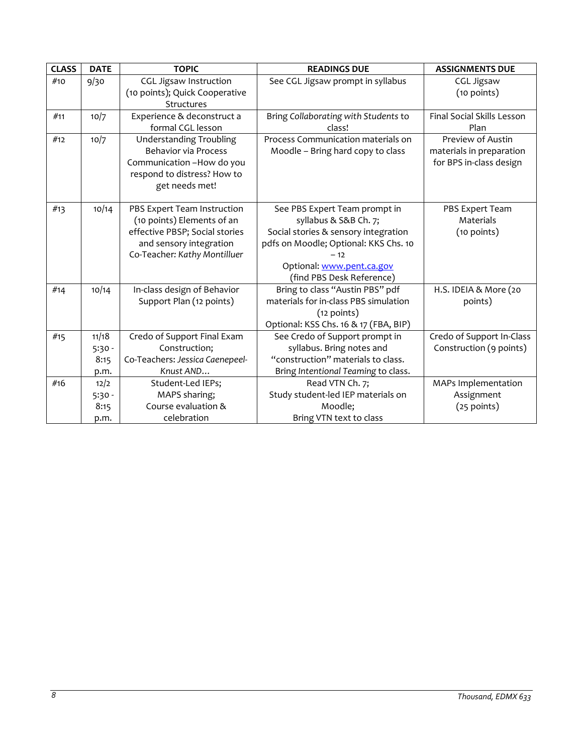| CLASS | DATE | TOPIC | READINGS DUE | ASSIGNMENTS DUE |
|---|---|---|---|---|
| #10 | 9/30 | CGL Jigsaw Instruction (10 points); Quick Cooperative Structures | See CGL Jigsaw prompt in syllabus | CGL Jigsaw (10 points) |
| #11 | 10/7 | Experience & deconstruct a formal CGL lesson | Bring *Collaborating with Students* to class! | Final Social Skills Lesson Plan |
| #12 | 10/7 | Understanding Troubling Behavior via Process Communication –How do you respond to distress? How to get needs met! | Process Communication materials on Moodle – Bring hard copy to class | Preview of Austin materials in preparation for BPS in-class design |
| #13 | 10/14 | PBS Expert Team Instruction (10 points) Elements of an effective PBSP; Social stories and sensory integration Co-Teacher: *Kathy Montilluer* | See PBS Expert Team prompt in syllabus & S&B Ch. 7; Social stories & sensory integration pdfs on Moodle; Optional: KKS Chs. 10 – 12 Optional: www.pent.ca.gov (find PBS Desk Reference) | PBS Expert Team Materials (10 points) |
| #14 | 10/14 | In-class design of Behavior Support Plan (12 points) | Bring to class "Austin PBS" pdf materials for in-class PBS simulation (12 points) Optional: KSS Chs. 16 & 17 (FBA, BIP) | H.S. IDEIA & More (20 points) |
| #15 | 11/18 5:30 - 8:15 p.m. | Credo of Support Final Exam Construction; Co-Teachers: *Jessica Caenepeel-Knust AND…* | See Credo of Support prompt in syllabus. Bring notes and "construction" materials to class. Bring *Intentional Teaming* to class. | Credo of Support In-Class Construction (9 points) |
| #16 | 12/2 5:30 - 8:15 p.m. | Student-Led IEPs; MAPS sharing; Course evaluation & celebration | Read VTN Ch. 7; Study student-led IEP materials on Moodle; Bring VTN text to class | MAPs Implementation Assignment (25 points) |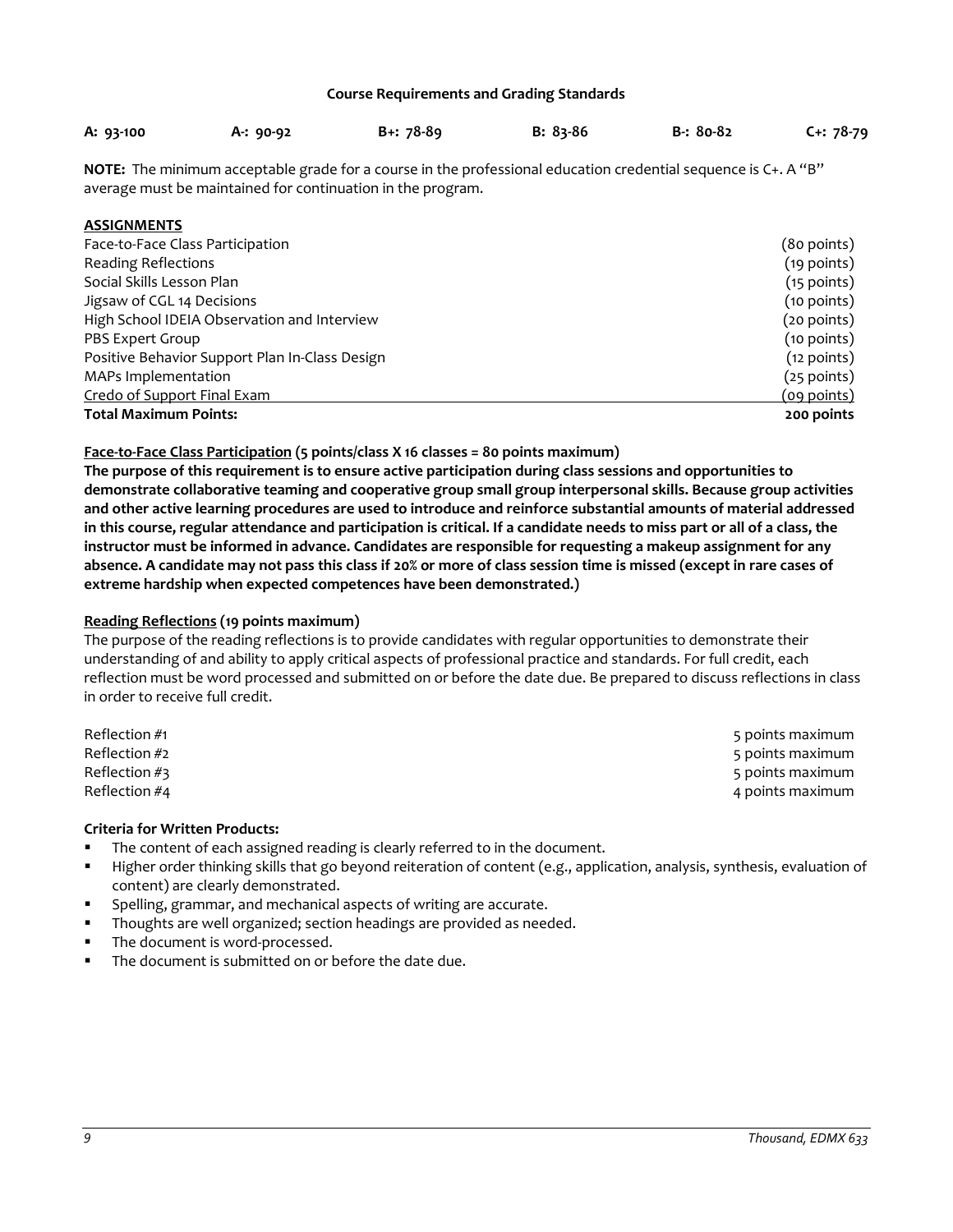**Course Requirements and Grading Standards**

| A: 93-100 | A-: 90-92 | B+: 78-89 | B: 83-86 | B-: 80-82 | C+: 78-79 |
|---|---|---|---|---|---|

**NOTE:** The minimum acceptable grade for a course in the professional education credential sequence is C+. A "B" average must be maintained for continuation in the program.

**ASSIGNMENTS**

| | |
|---|---|
| Face-to-Face Class Participation | (80 points) |
| Reading Reflections | (19 points) |
| Social Skills Lesson Plan | (15 points) |
| Jigsaw of CGL 14 Decisions | (10 points) |
| High School IDEIA Observation and Interview | (20 points) |
| PBS Expert Group | (10 points) |
| Positive Behavior Support Plan In-Class Design | (12 points) |
| MAPs Implementation | (25 points) |
| Credo of Support Final Exam | (09 points) |
| **Total Maximum Points:** | **200 points** |

**Face-to-Face Class Participation (5 points/class X 16 classes = 80 points maximum)**

**The purpose of this requirement is to ensure active participation during class sessions and opportunities to demonstrate collaborative teaming and cooperative group small group interpersonal skills. Because group activities and other active learning procedures are used to introduce and reinforce substantial amounts of material addressed in this course, regular attendance and participation is critical. If a candidate needs to miss part or all of a class, the instructor must be informed in advance. Candidates are responsible for requesting a makeup assignment for any absence. A candidate may not pass this class if 20% or more of class session time is missed (except in rare cases of extreme hardship when expected competences have been demonstrated.)**

**Reading Reflections (19 points maximum)**

The purpose of the reading reflections is to provide candidates with regular opportunities to demonstrate their understanding of and ability to apply critical aspects of professional practice and standards. For full credit, each reflection must be word processed and submitted on or before the date due. Be prepared to discuss reflections in class in order to receive full credit.

| | |
|---|---|
| Reflection #1 | 5 points maximum |
| Reflection #2 | 5 points maximum |
| Reflection #3 | 5 points maximum |
| Reflection #4 | 4 points maximum |

**Criteria for Written Products:**

- The content of each assigned reading is clearly referred to in the document.
- Higher order thinking skills that go beyond reiteration of content (e.g., application, analysis, synthesis, evaluation of content) are clearly demonstrated.
- Spelling, grammar, and mechanical aspects of writing are accurate.
- Thoughts are well organized; section headings are provided as needed.
- The document is word-processed.
- The document is submitted on or before the date due.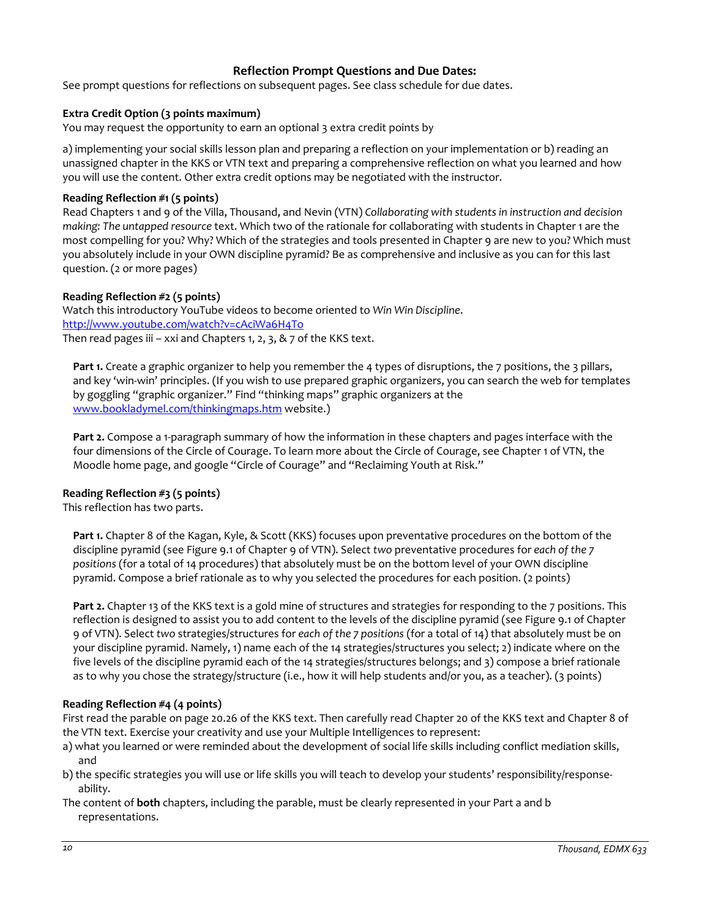### Reflection Prompt Questions and Due Dates:

See prompt questions for reflections on subsequent pages. See class schedule for due dates.

**Extra Credit Option (3 points maximum)**

You may request the opportunity to earn an optional 3 extra credit points by

a) implementing your social skills lesson plan and preparing a reflection on your implementation or b) reading an unassigned chapter in the KKS or VTN text and preparing a comprehensive reflection on what you learned and how you will use the content. Other extra credit options may be negotiated with the instructor.

**Reading Reflection #1 (5 points)**

Read Chapters 1 and 9 of the Villa, Thousand, and Nevin (VTN) *Collaborating with students in instruction and decision making: The untapped resource* text. Which two of the rationale for collaborating with students in Chapter 1 are the most compelling for you? Why? Which of the strategies and tools presented in Chapter 9 are new to you? Which must you absolutely include in your OWN discipline pyramid? Be as comprehensive and inclusive as you can for this last question. (2 or more pages)

**Reading Reflection #2 (5 points)**

Watch this introductory YouTube videos to become oriented to *Win Win Discipline*.
http://www.youtube.com/watch?v=cAciWa6H4To
Then read pages iii – xxi and Chapters 1, 2, 3, & 7 of the KKS text.

**Part 1.** Create a graphic organizer to help you remember the 4 types of disruptions, the 7 positions, the 3 pillars, and key 'win-win' principles. (If you wish to use prepared graphic organizers, you can search the web for templates by goggling "graphic organizer." Find "thinking maps" graphic organizers at the www.bookladymel.com/thinkingmaps.htm website.)

**Part 2.** Compose a 1-paragraph summary of how the information in these chapters and pages interface with the four dimensions of the Circle of Courage. To learn more about the Circle of Courage, see Chapter 1 of VTN, the Moodle home page, and google "Circle of Courage" and "Reclaiming Youth at Risk."

**Reading Reflection #3 (5 points)**

This reflection has two parts.

**Part 1.** Chapter 8 of the Kagan, Kyle, & Scott (KKS) focuses upon preventative procedures on the bottom of the discipline pyramid (see Figure 9.1 of Chapter 9 of VTN). Select *two* preventative procedures for *each of the 7 positions* (for a total of 14 procedures) that absolutely must be on the bottom level of your OWN discipline pyramid. Compose a brief rationale as to why you selected the procedures for each position. (2 points)

**Part 2.** Chapter 13 of the KKS text is a gold mine of structures and strategies for responding to the 7 positions. This reflection is designed to assist you to add content to the levels of the discipline pyramid (see Figure 9.1 of Chapter 9 of VTN). Select *two* strategies/structures for *each of the 7 positions* (for a total of 14) that absolutely must be on your discipline pyramid. Namely, 1) name each of the 14 strategies/structures you select; 2) indicate where on the five levels of the discipline pyramid each of the 14 strategies/structures belongs; and 3) compose a brief rationale as to why you chose the strategy/structure (i.e., how it will help students and/or you, as a teacher). (3 points)

**Reading Reflection #4 (4 points)**

First read the parable on page 20.26 of the KKS text. Then carefully read Chapter 20 of the KKS text and Chapter 8 of the VTN text. Exercise your creativity and use your Multiple Intelligences to represent:

a) what you learned or were reminded about the development of social life skills including conflict mediation skills, and
b) the specific strategies you will use or life skills you will teach to develop your students' responsibility/response-ability.

The content of **both** chapters, including the parable, must be clearly represented in your Part a and b representations.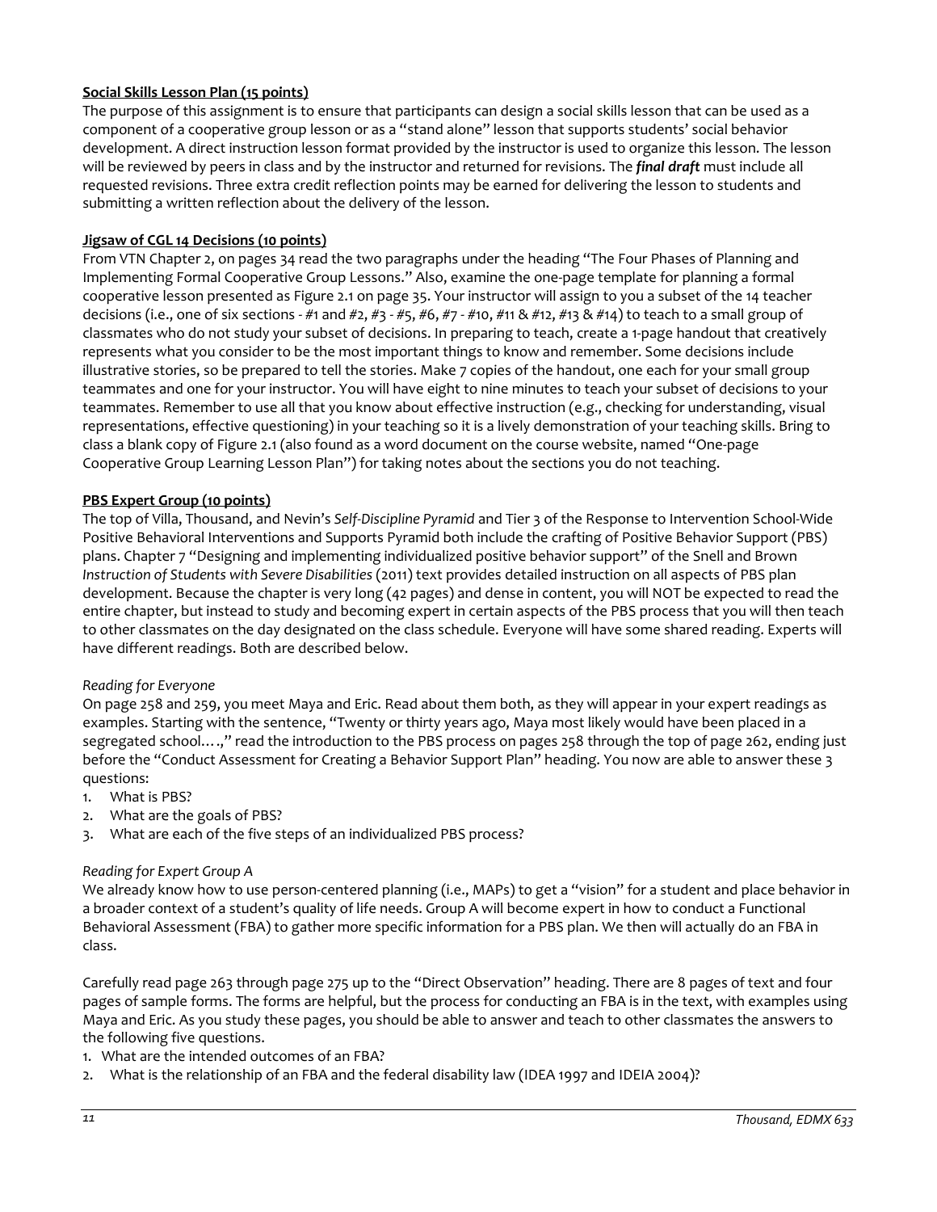**Social Skills Lesson Plan (15 points)**

The purpose of this assignment is to ensure that participants can design a social skills lesson that can be used as a component of a cooperative group lesson or as a "stand alone" lesson that supports students' social behavior development. A direct instruction lesson format provided by the instructor is used to organize this lesson. The lesson will be reviewed by peers in class and by the instructor and returned for revisions. The ***final draft*** must include all requested revisions. Three extra credit reflection points may be earned for delivering the lesson to students and submitting a written reflection about the delivery of the lesson.

**Jigsaw of CGL 14 Decisions (10 points)**

From VTN Chapter 2, on pages 34 read the two paragraphs under the heading "The Four Phases of Planning and Implementing Formal Cooperative Group Lessons." Also, examine the one-page template for planning a formal cooperative lesson presented as Figure 2.1 on page 35. Your instructor will assign to you a subset of the 14 teacher decisions (i.e., one of six sections - #1 and #2, #3 - #5, #6, #7 - #10, #11 & #12, #13 & #14) to teach to a small group of classmates who do not study your subset of decisions. In preparing to teach, create a 1-page handout that creatively represents what you consider to be the most important things to know and remember. Some decisions include illustrative stories, so be prepared to tell the stories. Make 7 copies of the handout, one each for your small group teammates and one for your instructor. You will have eight to nine minutes to teach your subset of decisions to your teammates. Remember to use all that you know about effective instruction (e.g., checking for understanding, visual representations, effective questioning) in your teaching so it is a lively demonstration of your teaching skills. Bring to class a blank copy of Figure 2.1 (also found as a word document on the course website, named "One-page Cooperative Group Learning Lesson Plan") for taking notes about the sections you do not teaching.

**PBS Expert Group (10 points)**

The top of Villa, Thousand, and Nevin's *Self-Discipline Pyramid* and Tier 3 of the Response to Intervention School-Wide Positive Behavioral Interventions and Supports Pyramid both include the crafting of Positive Behavior Support (PBS) plans. Chapter 7 "Designing and implementing individualized positive behavior support" of the Snell and Brown *Instruction of Students with Severe Disabilities* (2011) text provides detailed instruction on all aspects of PBS plan development. Because the chapter is very long (42 pages) and dense in content, you will NOT be expected to read the entire chapter, but instead to study and becoming expert in certain aspects of the PBS process that you will then teach to other classmates on the day designated on the class schedule. Everyone will have some shared reading. Experts will have different readings. Both are described below.

*Reading for Everyone*

On page 258 and 259, you meet Maya and Eric. Read about them both, as they will appear in your expert readings as examples. Starting with the sentence, "Twenty or thirty years ago, Maya most likely would have been placed in a segregated school….," read the introduction to the PBS process on pages 258 through the top of page 262, ending just before the "Conduct Assessment for Creating a Behavior Support Plan" heading. You now are able to answer these 3 questions:

1. What is PBS?
2. What are the goals of PBS?
3. What are each of the five steps of an individualized PBS process?

*Reading for Expert Group A*

We already know how to use person-centered planning (i.e., MAPs) to get a "vision" for a student and place behavior in a broader context of a student's quality of life needs. Group A will become expert in how to conduct a Functional Behavioral Assessment (FBA) to gather more specific information for a PBS plan. We then will actually do an FBA in class.

Carefully read page 263 through page 275 up to the "Direct Observation" heading. There are 8 pages of text and four pages of sample forms. The forms are helpful, but the process for conducting an FBA is in the text, with examples using Maya and Eric. As you study these pages, you should be able to answer and teach to other classmates the answers to the following five questions.

1. What are the intended outcomes of an FBA?
2. What is the relationship of an FBA and the federal disability law (IDEA 1997 and IDEIA 2004)?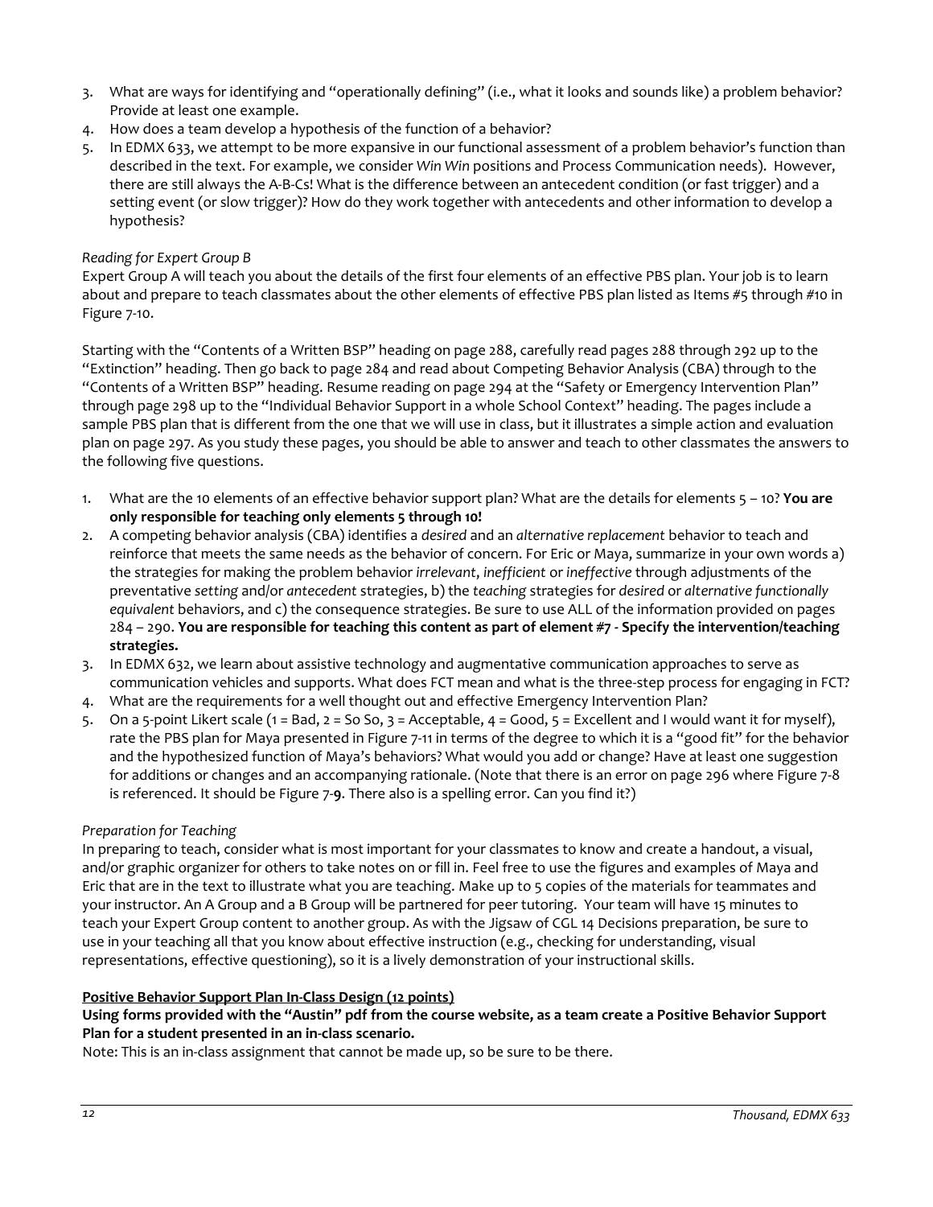3. What are ways for identifying and "operationally defining" (i.e., what it looks and sounds like) a problem behavior? Provide at least one example.
4. How does a team develop a hypothesis of the function of a behavior?
5. In EDMX 633, we attempt to be more expansive in our functional assessment of a problem behavior's function than described in the text. For example, we consider *Win Win* positions and Process Communication needs). However, there are still always the A-B-Cs! What is the difference between an antecedent condition (or fast trigger) and a setting event (or slow trigger)? How do they work together with antecedents and other information to develop a hypothesis?

*Reading for Expert Group B*

Expert Group A will teach you about the details of the first four elements of an effective PBS plan. Your job is to learn about and prepare to teach classmates about the other elements of effective PBS plan listed as Items #5 through #10 in Figure 7-10.

Starting with the "Contents of a Written BSP" heading on page 288, carefully read pages 288 through 292 up to the "Extinction" heading. Then go back to page 284 and read about Competing Behavior Analysis (CBA) through to the "Contents of a Written BSP" heading. Resume reading on page 294 at the "Safety or Emergency Intervention Plan" through page 298 up to the "Individual Behavior Support in a whole School Context" heading. The pages include a sample PBS plan that is different from the one that we will use in class, but it illustrates a simple action and evaluation plan on page 297. As you study these pages, you should be able to answer and teach to other classmates the answers to the following five questions.

1. What are the 10 elements of an effective behavior support plan? What are the details for elements 5 – 10? **You are only responsible for teaching only elements 5 through 10!**
2. A competing behavior analysis (CBA) identifies a *desired* and an *alternative replacement* behavior to teach and reinforce that meets the same needs as the behavior of concern. For Eric or Maya, summarize in your own words a) the strategies for making the problem behavior *irrelevant*, *inefficient* or *ineffective* through adjustments of the preventative *setting* and/or *antecedent* strategies, b) the *teaching* strategies for *desired* or *alternative functionally equivalent* behaviors, and c) the consequence strategies. Be sure to use ALL of the information provided on pages 284 – 290. **You are responsible for teaching this content as part of element #7 - Specify the intervention/teaching strategies.**
3. In EDMX 632, we learn about assistive technology and augmentative communication approaches to serve as communication vehicles and supports. What does FCT mean and what is the three-step process for engaging in FCT?
4. What are the requirements for a well thought out and effective Emergency Intervention Plan?
5. On a 5-point Likert scale (1 = Bad, 2 = So So, 3 = Acceptable, 4 = Good, 5 = Excellent and I would want it for myself), rate the PBS plan for Maya presented in Figure 7-11 in terms of the degree to which it is a "good fit" for the behavior and the hypothesized function of Maya's behaviors? What would you add or change? Have at least one suggestion for additions or changes and an accompanying rationale. (Note that there is an error on page 296 where Figure 7-8 is referenced. It should be Figure 7-**9**. There also is a spelling error. Can you find it?)

*Preparation for Teaching*

In preparing to teach, consider what is most important for your classmates to know and create a handout, a visual, and/or graphic organizer for others to take notes on or fill in. Feel free to use the figures and examples of Maya and Eric that are in the text to illustrate what you are teaching. Make up to 5 copies of the materials for teammates and your instructor. An A Group and a B Group will be partnered for peer tutoring. Your team will have 15 minutes to teach your Expert Group content to another group. As with the Jigsaw of CGL 14 Decisions preparation, be sure to use in your teaching all that you know about effective instruction (e.g., checking for understanding, visual representations, effective questioning), so it is a lively demonstration of your instructional skills.

**Positive Behavior Support Plan In-Class Design (12 points)**

**Using forms provided with the "Austin" pdf from the course website, as a team create a Positive Behavior Support Plan for a student presented in an in-class scenario.**

Note: This is an in-class assignment that cannot be made up, so be sure to be there.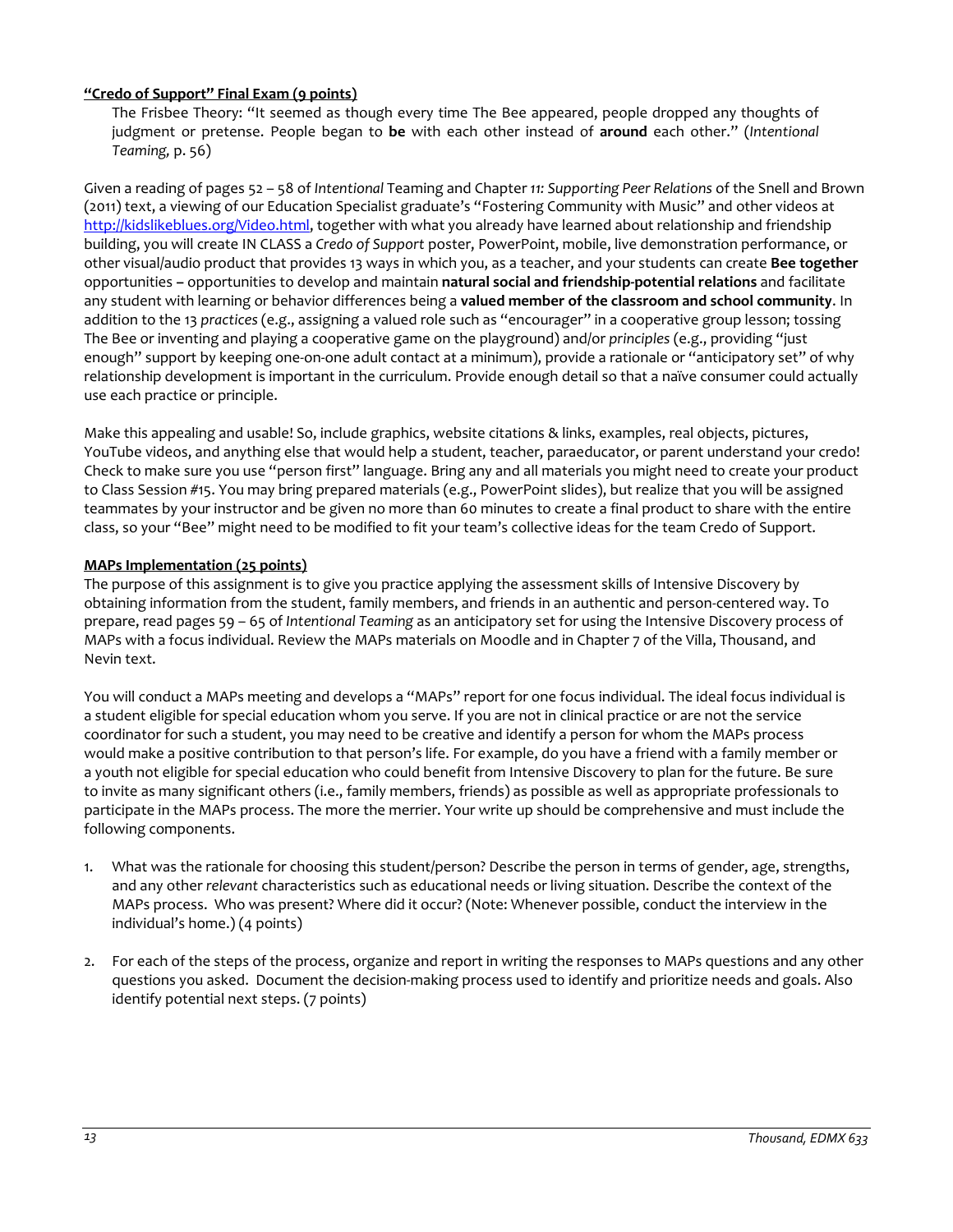**<u>"Credo of Support" Final Exam (9 points)</u>**

> The Frisbee Theory: "It seemed as though every time The Bee appeared, people dropped any thoughts of judgment or pretense. People began to **be** with each other instead of **around** each other." (*Intentional Teaming,* p. 56)

Given a reading of pages 52 – 58 of *Intentional* Teaming and Chapter *11: Supporting Peer Relations* of the Snell and Brown (2011) text, a viewing of our Education Specialist graduate's "Fostering Community with Music" and other videos at [http://kidslikeblues.org/Video.html](http://kidslikeblues.org/Video.html), together with what you already have learned about relationship and friendship building, you will create IN CLASS a *Credo of Support* poster, PowerPoint, mobile, live demonstration performance, or other visual/audio product that provides 13 ways in which you, as a teacher, and your students can create **Bee together** opportunities **–** opportunities to develop and maintain **natural social and friendship-potential relations** and facilitate any student with learning or behavior differences being a **valued member of the classroom and school community**. In addition to the 13 *practices* (e.g., assigning a valued role such as "encourager" in a cooperative group lesson; tossing The Bee or inventing and playing a cooperative game on the playground) and/or *principles* (e.g., providing "just enough" support by keeping one-on-one adult contact at a minimum), provide a rationale or "anticipatory set" of why relationship development is important in the curriculum. Provide enough detail so that a naïve consumer could actually use each practice or principle.

Make this appealing and usable! So, include graphics, website citations & links, examples, real objects, pictures, YouTube videos, and anything else that would help a student, teacher, paraeducator, or parent understand your credo! Check to make sure you use "person first" language. Bring any and all materials you might need to create your product to Class Session #15. You may bring prepared materials (e.g., PowerPoint slides), but realize that you will be assigned teammates by your instructor and be given no more than 60 minutes to create a final product to share with the entire class, so your "Bee" might need to be modified to fit your team's collective ideas for the team Credo of Support.

**<u>MAPs Implementation (25 points)</u>**

The purpose of this assignment is to give you practice applying the assessment skills of Intensive Discovery by obtaining information from the student, family members, and friends in an authentic and person-centered way. To prepare, read pages 59 – 65 of *Intentional Teaming* as an anticipatory set for using the Intensive Discovery process of MAPs with a focus individual. Review the MAPs materials on Moodle and in Chapter 7 of the Villa, Thousand, and Nevin text.

You will conduct a MAPs meeting and develops a "MAPs" report for one focus individual. The ideal focus individual is a student eligible for special education whom you serve. If you are not in clinical practice or are not the service coordinator for such a student, you may need to be creative and identify a person for whom the MAPs process would make a positive contribution to that person's life. For example, do you have a friend with a family member or a youth not eligible for special education who could benefit from Intensive Discovery to plan for the future. Be sure to invite as many significant others (i.e., family members, friends) as possible as well as appropriate professionals to participate in the MAPs process. The more the merrier. Your write up should be comprehensive and must include the following components.

1. What was the rationale for choosing this student/person? Describe the person in terms of gender, age, strengths, and any other *relevant* characteristics such as educational needs or living situation. Describe the context of the MAPs process. Who was present? Where did it occur? (Note: Whenever possible, conduct the interview in the individual's home.) (4 points)

2. For each of the steps of the process, organize and report in writing the responses to MAPs questions and any other questions you asked. Document the decision-making process used to identify and prioritize needs and goals. Also identify potential next steps. (7 points)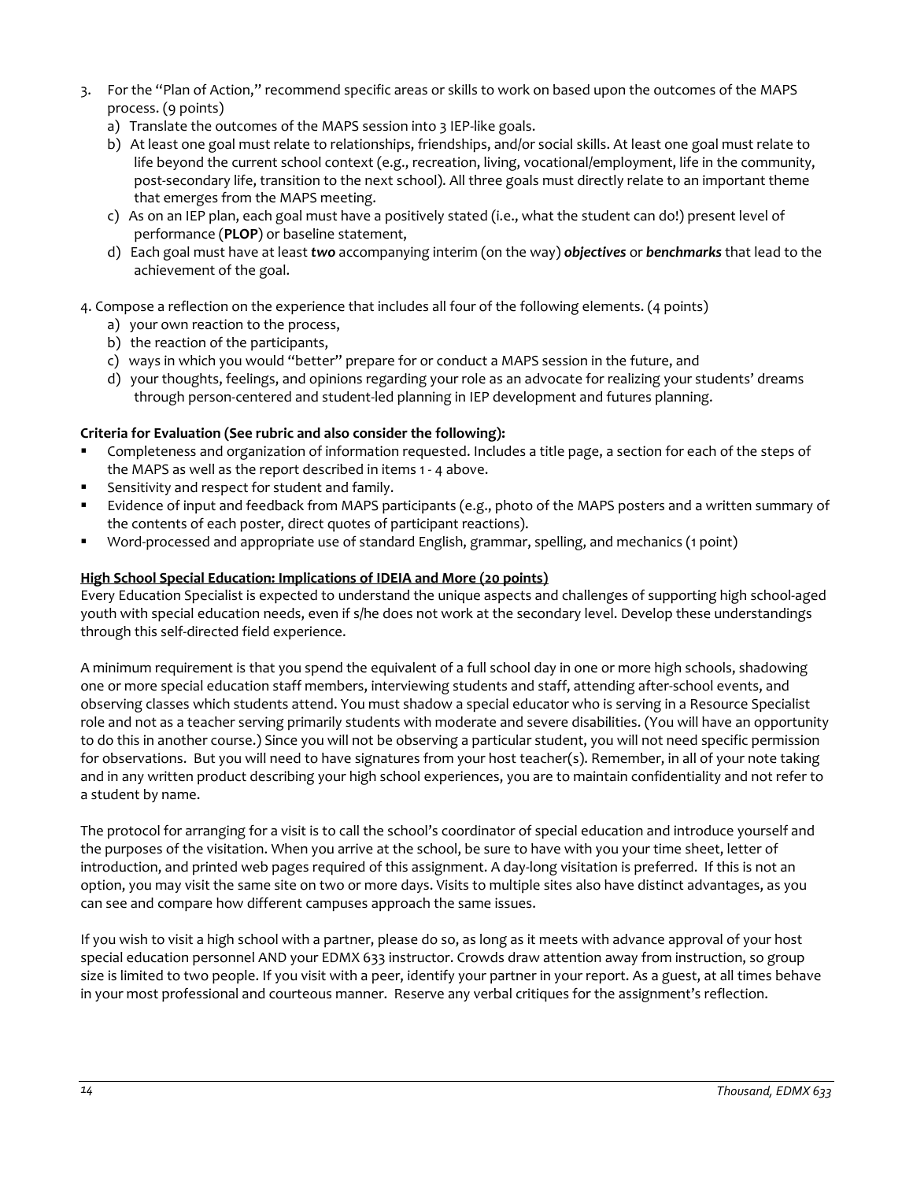3. For the "Plan of Action," recommend specific areas or skills to work on based upon the outcomes of the MAPS process. (9 points)
   a) Translate the outcomes of the MAPS session into 3 IEP-like goals.
   b) At least one goal must relate to relationships, friendships, and/or social skills. At least one goal must relate to life beyond the current school context (e.g., recreation, living, vocational/employment, life in the community, post-secondary life, transition to the next school). All three goals must directly relate to an important theme that emerges from the MAPS meeting.
   c) As on an IEP plan, each goal must have a positively stated (i.e., what the student can do!) present level of performance (**PLOP**) or baseline statement,
   d) Each goal must have at least ***two*** accompanying interim (on the way) ***objectives*** or ***benchmarks*** that lead to the achievement of the goal.

4. Compose a reflection on the experience that includes all four of the following elements. (4 points)
   a) your own reaction to the process,
   b) the reaction of the participants,
   c) ways in which you would "better" prepare for or conduct a MAPS session in the future, and
   d) your thoughts, feelings, and opinions regarding your role as an advocate for realizing your students' dreams through person-centered and student-led planning in IEP development and futures planning.

**Criteria for Evaluation (See rubric and also consider the following):**

- Completeness and organization of information requested. Includes a title page, a section for each of the steps of the MAPS as well as the report described in items 1 - 4 above.
- Sensitivity and respect for student and family.
- Evidence of input and feedback from MAPS participants (e.g., photo of the MAPS posters and a written summary of the contents of each poster, direct quotes of participant reactions).
- Word-processed and appropriate use of standard English, grammar, spelling, and mechanics (1 point)

**High School Special Education: Implications of IDEIA and More (20 points)**

Every Education Specialist is expected to understand the unique aspects and challenges of supporting high school-aged youth with special education needs, even if s/he does not work at the secondary level. Develop these understandings through this self-directed field experience.

A minimum requirement is that you spend the equivalent of a full school day in one or more high schools, shadowing one or more special education staff members, interviewing students and staff, attending after-school events, and observing classes which students attend. You must shadow a special educator who is serving in a Resource Specialist role and not as a teacher serving primarily students with moderate and severe disabilities. (You will have an opportunity to do this in another course.) Since you will not be observing a particular student, you will not need specific permission for observations. But you will need to have signatures from your host teacher(s). Remember, in all of your note taking and in any written product describing your high school experiences, you are to maintain confidentiality and not refer to a student by name.

The protocol for arranging for a visit is to call the school's coordinator of special education and introduce yourself and the purposes of the visitation. When you arrive at the school, be sure to have with you your time sheet, letter of introduction, and printed web pages required of this assignment. A day-long visitation is preferred. If this is not an option, you may visit the same site on two or more days. Visits to multiple sites also have distinct advantages, as you can see and compare how different campuses approach the same issues.

If you wish to visit a high school with a partner, please do so, as long as it meets with advance approval of your host special education personnel AND your EDMX 633 instructor. Crowds draw attention away from instruction, so group size is limited to two people. If you visit with a peer, identify your partner in your report. As a guest, at all times behave in your most professional and courteous manner. Reserve any verbal critiques for the assignment's reflection.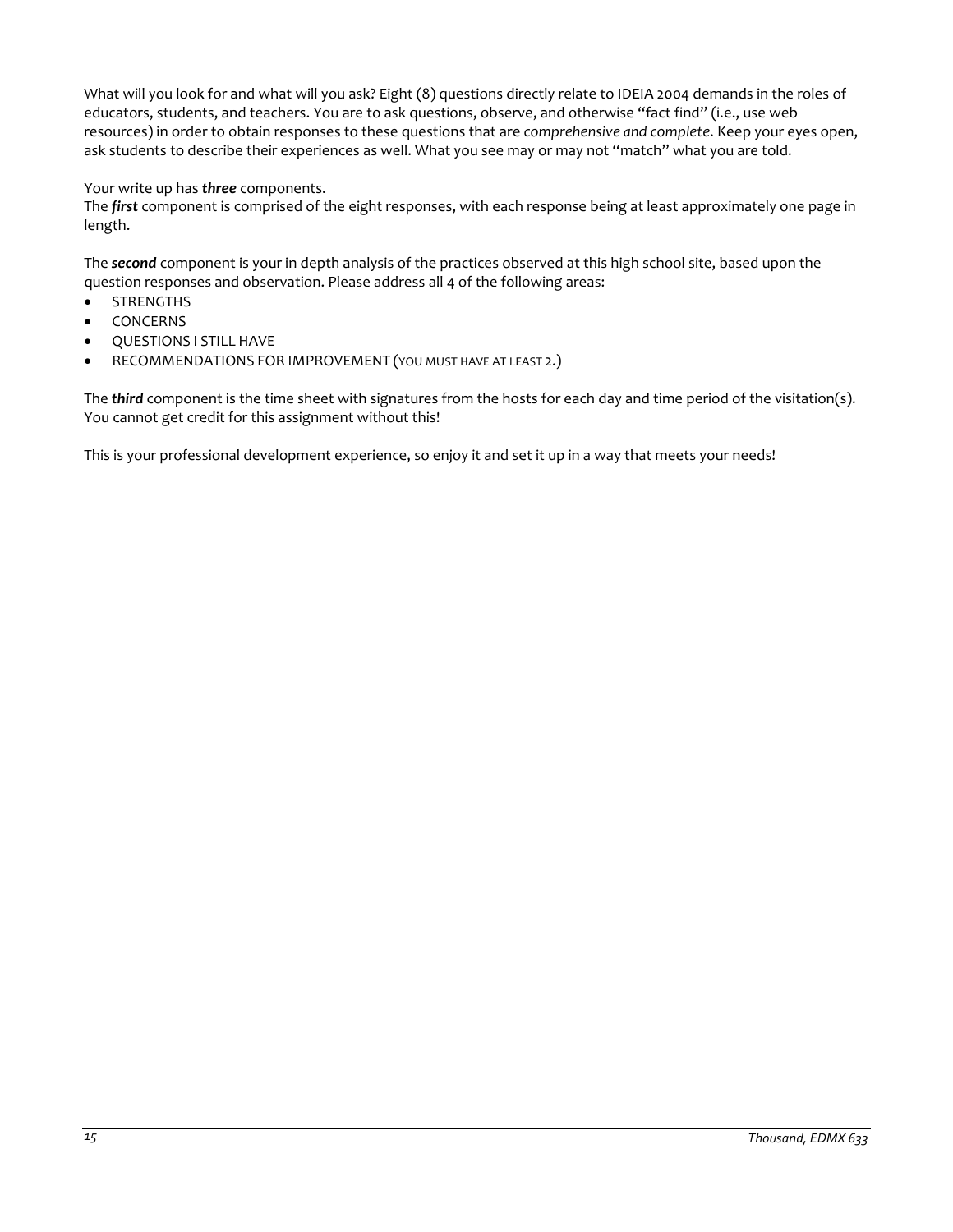What will you look for and what will you ask? Eight (8) questions directly relate to IDEIA 2004 demands in the roles of educators, students, and teachers. You are to ask questions, observe, and otherwise "fact find" (i.e., use web resources) in order to obtain responses to these questions that are *comprehensive and complete*. Keep your eyes open, ask students to describe their experiences as well. What you see may or may not "match" what you are told.

Your write up has ***three*** components.
The ***first*** component is comprised of the eight responses, with each response being at least approximately one page in length.

The ***second*** component is your in depth analysis of the practices observed at this high school site, based upon the question responses and observation. Please address all 4 of the following areas:

- STRENGTHS
- CONCERNS
- QUESTIONS I STILL HAVE
- RECOMMENDATIONS FOR IMPROVEMENT (YOU MUST HAVE AT LEAST 2.)

The ***third*** component is the time sheet with signatures from the hosts for each day and time period of the visitation(s). You cannot get credit for this assignment without this!

This is your professional development experience, so enjoy it and set it up in a way that meets your needs!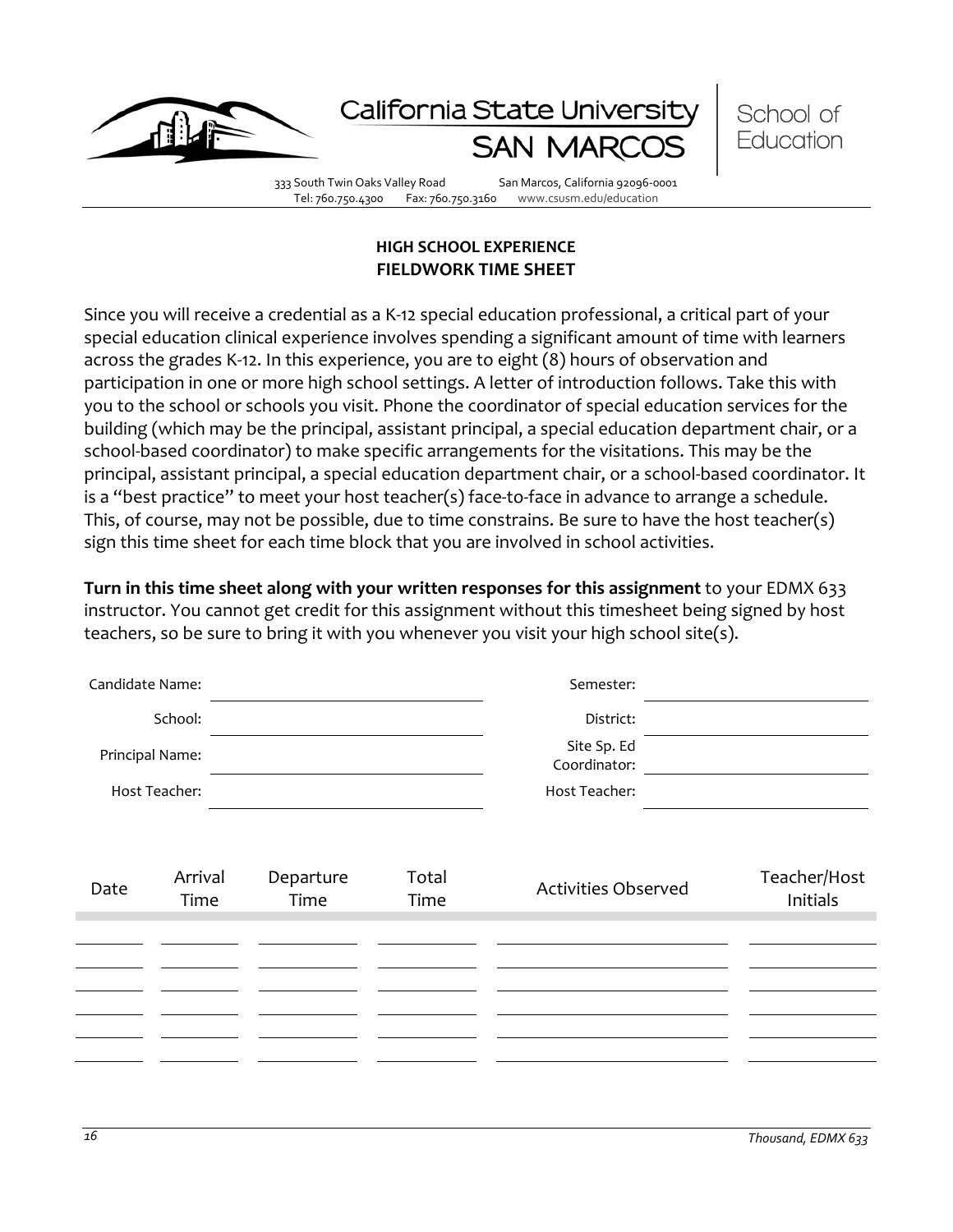California State University SAN MARCOS | School of Education

333 South Twin Oaks Valley Road San Marcos, California 92096-0001
Tel: 760.750.4300 Fax: 760.750.3160 www.csusm.edu/education

## HIGH SCHOOL EXPERIENCE
## FIELDWORK TIME SHEET

Since you will receive a credential as a K-12 special education professional, a critical part of your special education clinical experience involves spending a significant amount of time with learners across the grades K-12. In this experience, you are to eight (8) hours of observation and participation in one or more high school settings. A letter of introduction follows. Take this with you to the school or schools you visit. Phone the coordinator of special education services for the building (which may be the principal, assistant principal, a special education department chair, or a school-based coordinator) to make specific arrangements for the visitations. This may be the principal, assistant principal, a special education department chair, or a school-based coordinator. It is a "best practice" to meet your host teacher(s) face-to-face in advance to arrange a schedule. This, of course, may not be possible, due to time constrains. Be sure to have the host teacher(s) sign this time sheet for each time block that you are involved in school activities.

**Turn in this time sheet along with your written responses for this assignment** to your EDMX 633 instructor. You cannot get credit for this assignment without this timesheet being signed by host teachers, so be sure to bring it with you whenever you visit your high school site(s).

| | | | |
|---|---|---|---|
| Candidate Name: | | Semester: | |
| School: | | District: | |
| Principal Name: | | Site Sp. Ed Coordinator: | |
| Host Teacher: | | Host Teacher: | |

| Date | Arrival Time | Departure Time | Total Time | Activities Observed | Teacher/Host Initials |
|---|---|---|---|---|---|
| | | | | | |
| | | | | | |
| | | | | | |
| | | | | | |
| | | | | | |
| | | | | | |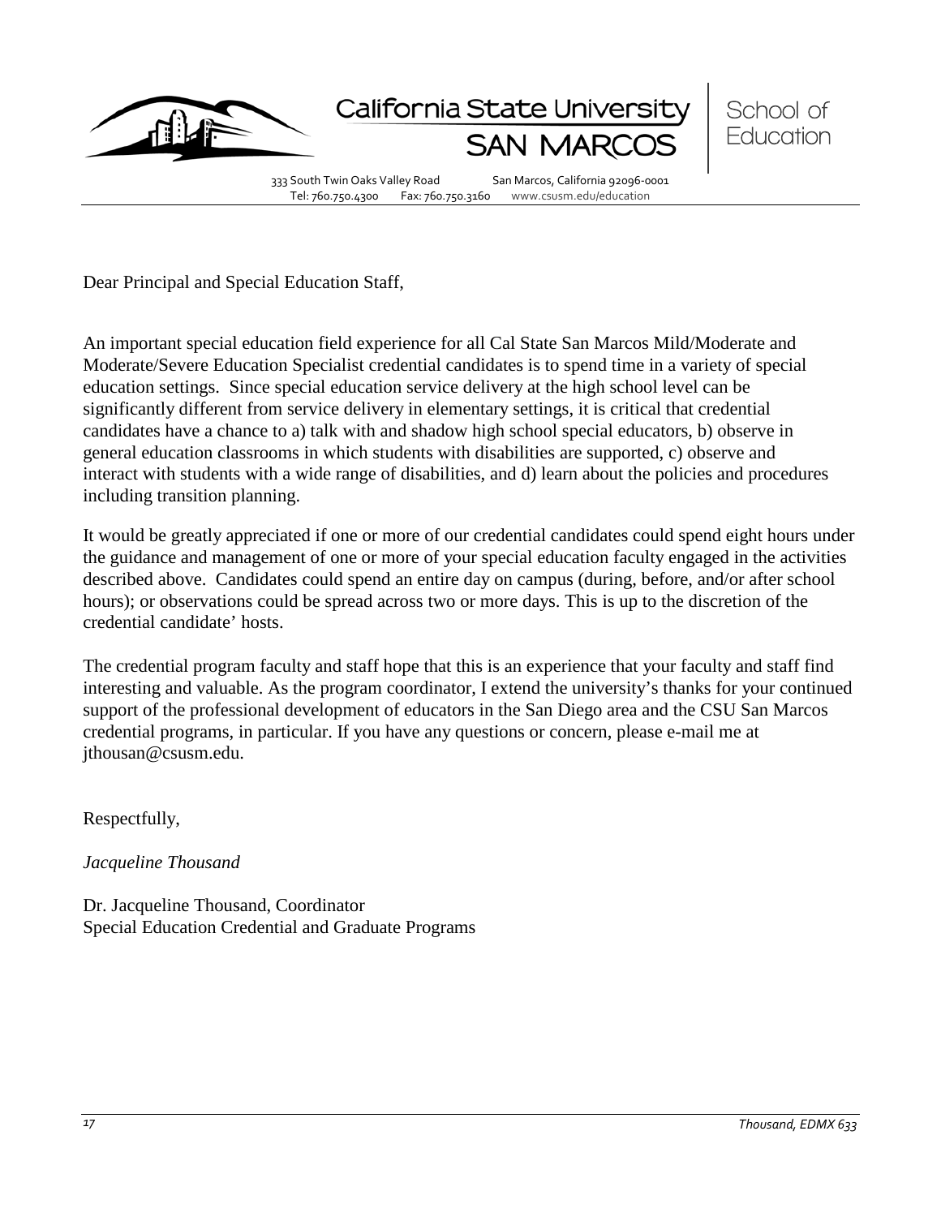California State University SAN MARCOS | School of Education

333 South Twin Oaks Valley Road San Marcos, California 92096-0001
Tel: 760.750.4300 Fax: 760.750.3160 www.csusm.edu/education

Dear Principal and Special Education Staff,

An important special education field experience for all Cal State San Marcos Mild/Moderate and Moderate/Severe Education Specialist credential candidates is to spend time in a variety of special education settings. Since special education service delivery at the high school level can be significantly different from service delivery in elementary settings, it is critical that credential candidates have a chance to a) talk with and shadow high school special educators, b) observe in general education classrooms in which students with disabilities are supported, c) observe and interact with students with a wide range of disabilities, and d) learn about the policies and procedures including transition planning.

It would be greatly appreciated if one or more of our credential candidates could spend eight hours under the guidance and management of one or more of your special education faculty engaged in the activities described above. Candidates could spend an entire day on campus (during, before, and/or after school hours); or observations could be spread across two or more days. This is up to the discretion of the credential candidate' hosts.

The credential program faculty and staff hope that this is an experience that your faculty and staff find interesting and valuable. As the program coordinator, I extend the university's thanks for your continued support of the professional development of educators in the San Diego area and the CSU San Marcos credential programs, in particular. If you have any questions or concern, please e-mail me at jthousan@csusm.edu.

Respectfully,

*Jacqueline Thousand*

Dr. Jacqueline Thousand, Coordinator
Special Education Credential and Graduate Programs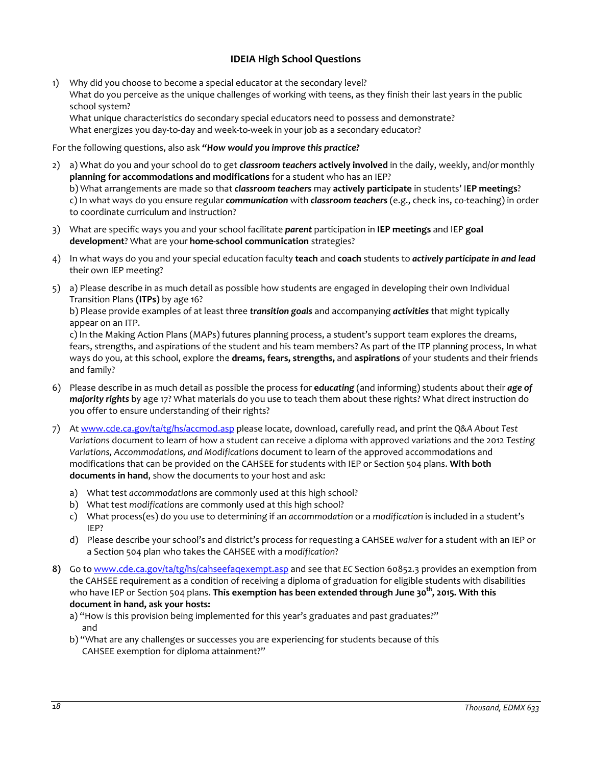## IDEIA High School Questions

1) Why did you choose to become a special educator at the secondary level?
   What do you perceive as the unique challenges of working with teens, as they finish their last years in the public school system?
   What unique characteristics do secondary special educators need to possess and demonstrate?
   What energizes you day-to-day and week-to-week in your job as a secondary educator?

For the following questions, also ask ***"How would you improve this practice?***

2) a) What do you and your school do to get ***classroom teachers*** **actively involved** in the daily, weekly, and/or monthly **planning for accommodations and modifications** for a student who has an IEP?
   b) What arrangements are made so that ***classroom teachers*** may **actively participate** in students' I**EP meetings**?
   c) In what ways do you ensure regular ***communication*** with ***classroom teachers*** (e.g., check ins, co-teaching) in order to coordinate curriculum and instruction?

3) What are specific ways you and your school facilitate ***parent*** participation in **IEP meetings** and IEP **goal development**? What are your **home-school communication** strategies?

4) In what ways do you and your special education faculty **teach** and **coach** students to ***actively participate in and lead*** their own IEP meeting?

5) a) Please describe in as much detail as possible how students are engaged in developing their own Individual Transition Plans **(ITPs)** by age 16?
   b) Please provide examples of at least three ***transition goals*** and accompanying ***activities*** that might typically appear on an ITP.
   c) In the Making Action Plans (MAPs) futures planning process, a student's support team explores the dreams, fears, strengths, and aspirations of the student and his team members? As part of the ITP planning process, In what ways do you, at this school, explore the **dreams, fears, strengths,** and **aspirations** of your students and their friends and family?

6) Please describe in as much detail as possible the process for **e*ducating*** (and informing) students about their ***age of majority rights*** by age 17? What materials do you use to teach them about these rights? What direct instruction do you offer to ensure understanding of their rights?

7) At www.cde.ca.gov/ta/tg/hs/accmod.asp please locate, download, carefully read, and print the *Q&A About Test Variations* document to learn of how a student can receive a diploma with approved variations and the 2012 *Testing Variations, Accommodations, and Modifications* document to learn of the approved accommodations and modifications that can be provided on the CAHSEE for students with IEP or Section 504 plans. **With both documents in hand**, show the documents to your host and ask:
   a) What test *accommodations* are commonly used at this high school?
   b) What test *modifications* are commonly used at this high school?
   c) What process(es) do you use to determining if an *accommodation* or a *modification* is included in a student's IEP?
   d) Please describe your school's and district's process for requesting a CAHSEE *waiver* for a student with an IEP or a Section 504 plan who takes the CAHSEE with a *modification*?

**8)** Go to www.cde.ca.gov/ta/tg/hs/cahseefaqexempt.asp and see that *EC* Section 60852.3 provides an exemption from the CAHSEE requirement as a condition of receiving a diploma of graduation for eligible students with disabilities who have IEP or Section 504 plans. **This exemption has been extended through June 30th, 2015. With this document in hand, ask your hosts:**
   a) "How is this provision being implemented for this year's graduates and past graduates?"
   and
   b) "What are any challenges or successes you are experiencing for students because of this CAHSEE exemption for diploma attainment?"